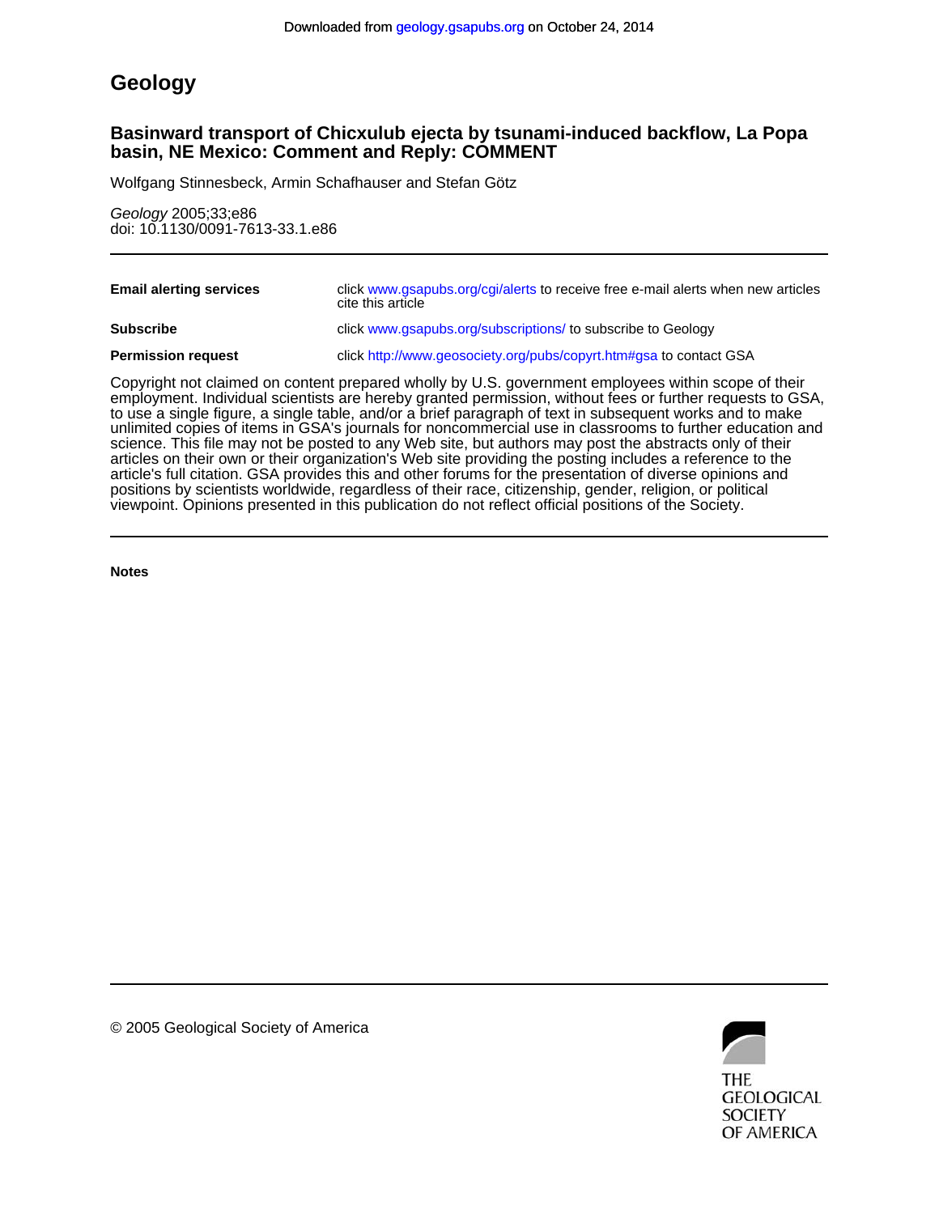Downloaded from geology.gsapubs.org on October 24, 2014

# Geology

## Basinward transport of Chicxulub ejecta by tsunami-induced backflow, La Popa basin, NE Mexico: Comment and Reply: COMMENT

Wolfgang Stinnesbeck, Armin Schafhauser and Stefan Götz

*Geology* 2005;33;e86  
doi: 10.1130/0091-7613-33.1.e86

| | |
|---|---|
| **Email alerting services** | click www.gsapubs.org/cgi/alerts to receive free e-mail alerts when new articles cite this article |
| **Subscribe** | click www.gsapubs.org/subscriptions/ to subscribe to Geology |
| **Permission request** | click http://www.geosociety.org/pubs/copyrt.htm#gsa to contact GSA |

Copyright not claimed on content prepared wholly by U.S. government employees within scope of their employment. Individual scientists are hereby granted permission, without fees or further requests to GSA, to use a single figure, a single table, and/or a brief paragraph of text in subsequent works and to make unlimited copies of items in GSA's journals for noncommercial use in classrooms to further education and science. This file may not be posted to any Web site, but authors may post the abstracts only of their articles on their own or their organization's Web site providing the posting includes a reference to the article's full citation. GSA provides this and other forums for the presentation of diverse opinions and positions by scientists worldwide, regardless of their race, citizenship, gender, religion, or political viewpoint. Opinions presented in this publication do not reflect official positions of the Society.

**Notes**

© 2005 Geological Society of America

THE GEOLOGICAL SOCIETY OF AMERICA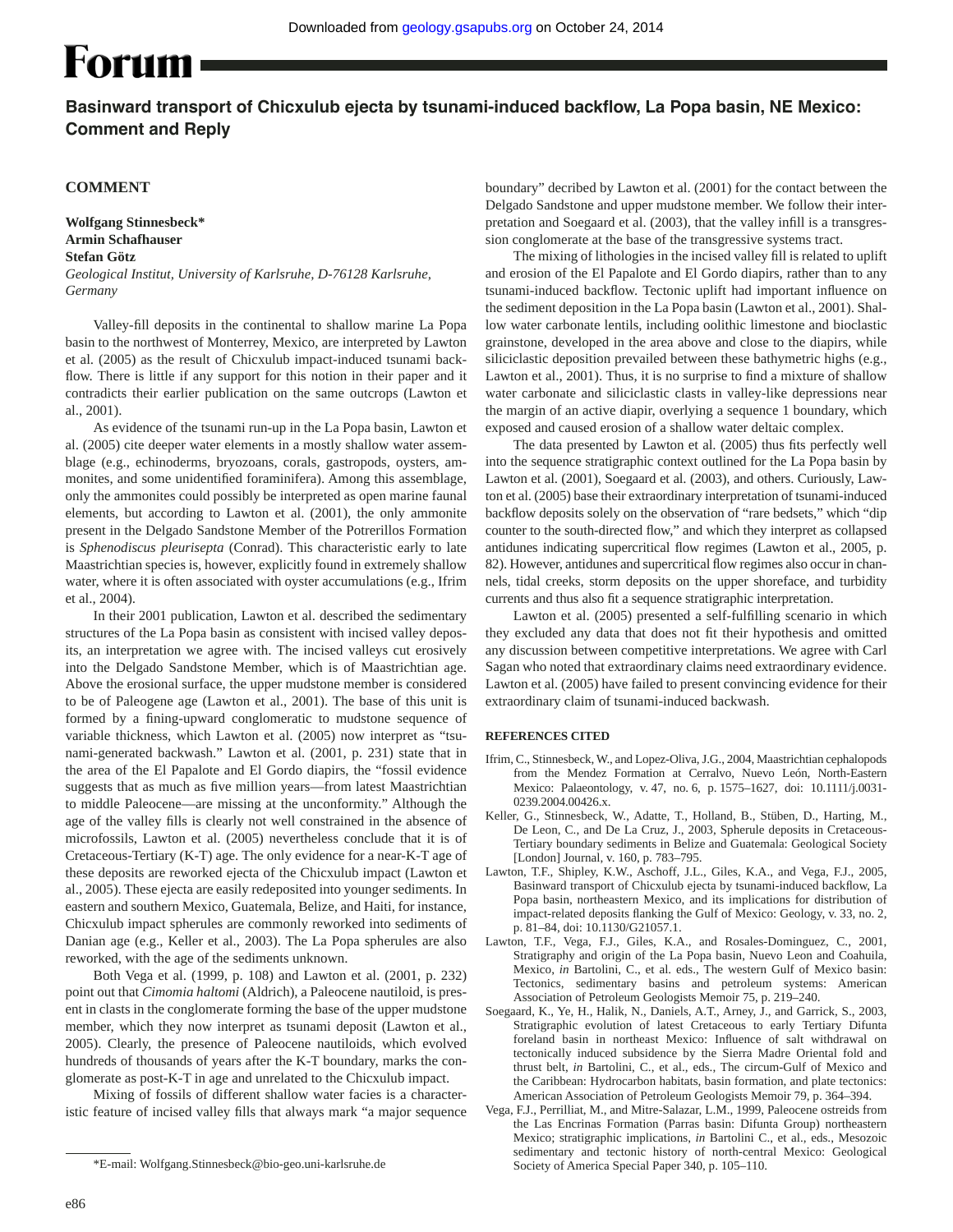# Forum

## Basinward transport of Chicxulub ejecta by tsunami-induced backflow, La Popa basin, NE Mexico: Comment and Reply

### COMMENT

**Wolfgang Stinnesbeck***
**Armin Schafhauser**
**Stefan Götz**
*Geological Institut, University of Karlsruhe, D-76128 Karlsruhe, Germany*

Valley-fill deposits in the continental to shallow marine La Popa basin to the northwest of Monterrey, Mexico, are interpreted by Lawton et al. (2005) as the result of Chicxulub impact-induced tsunami backflow. There is little if any support for this notion in their paper and it contradicts their earlier publication on the same outcrops (Lawton et al., 2001).

As evidence of the tsunami run-up in the La Popa basin, Lawton et al. (2005) cite deeper water elements in a mostly shallow water assemblage (e.g., echinoderms, bryozoans, corals, gastropods, oysters, ammonites, and some unidentified foraminifera). Among this assemblage, only the ammonites could possibly be interpreted as open marine faunal elements, but according to Lawton et al. (2001), the only ammonite present in the Delgado Sandstone Member of the Potrerillos Formation is *Sphenodiscus pleurisepta* (Conrad). This characteristic early to late Maastrichtian species is, however, explicitly found in extremely shallow water, where it is often associated with oyster accumulations (e.g., Ifrim et al., 2004).

In their 2001 publication, Lawton et al. described the sedimentary structures of the La Popa basin as consistent with incised valley deposits, an interpretation we agree with. The incised valleys cut erosively into the Delgado Sandstone Member, which is of Maastrichtian age. Above the erosional surface, the upper mudstone member is considered to be of Paleogene age (Lawton et al., 2001). The base of this unit is formed by a fining-upward conglomeratic to mudstone sequence of variable thickness, which Lawton et al. (2005) now interpret as "tsunami-generated backwash." Lawton et al. (2001, p. 231) state that in the area of the El Papalote and El Gordo diapirs, the "fossil evidence suggests that as much as five million years—from latest Maastrichtian to middle Paleocene—are missing at the unconformity." Although the age of the valley fills is clearly not well constrained in the absence of microfossils, Lawton et al. (2005) nevertheless conclude that it is of Cretaceous-Tertiary (K-T) age. The only evidence for a near-K-T age of these deposits are reworked ejecta of the Chicxulub impact (Lawton et al., 2005). These ejecta are easily redeposited into younger sediments. In eastern and southern Mexico, Guatemala, Belize, and Haiti, for instance, Chicxulub impact spherules are commonly reworked into sediments of Danian age (e.g., Keller et al., 2003). The La Popa spherules are also reworked, with the age of the sediments unknown.

Both Vega et al. (1999, p. 108) and Lawton et al. (2001, p. 232) point out that *Cimomia haltomi* (Aldrich), a Paleocene nautiloid, is present in clasts in the conglomerate forming the base of the upper mudstone member, which they now interpret as tsunami deposit (Lawton et al., 2005). Clearly, the presence of Paleocene nautiloids, which evolved hundreds of thousands of years after the K-T boundary, marks the conglomerate as post-K-T in age and unrelated to the Chicxulub impact.

Mixing of fossils of different shallow water facies is a characteristic feature of incised valley fills that always mark "a major sequence boundary" decribed by Lawton et al. (2001) for the contact between the Delgado Sandstone and upper mudstone member. We follow their interpretation and Soegaard et al. (2003), that the valley infill is a transgression conglomerate at the base of the transgressive systems tract.

The mixing of lithologies in the incised valley fill is related to uplift and erosion of the El Papalote and El Gordo diapirs, rather than to any tsunami-induced backflow. Tectonic uplift had important influence on the sediment deposition in the La Popa basin (Lawton et al., 2001). Shallow water carbonate lentils, including oolithic limestone and bioclastic grainstone, developed in the area above and close to the diapirs, while siliciclastic deposition prevailed between these bathymetric highs (e.g., Lawton et al., 2001). Thus, it is no surprise to find a mixture of shallow water carbonate and siliciclastic clasts in valley-like depressions near the margin of an active diapir, overlying a sequence 1 boundary, which exposed and caused erosion of a shallow water deltaic complex.

The data presented by Lawton et al. (2005) thus fits perfectly well into the sequence stratigraphic context outlined for the La Popa basin by Lawton et al. (2001), Soegaard et al. (2003), and others. Curiously, Lawton et al. (2005) base their extraordinary interpretation of tsunami-induced backflow deposits solely on the observation of "rare bedsets," which "dip counter to the south-directed flow," and which they interpret as collapsed antidunes indicating supercritical flow regimes (Lawton et al., 2005, p. 82). However, antidunes and supercritical flow regimes also occur in channels, tidal creeks, storm deposits on the upper shoreface, and turbidity currents and thus also fit a sequence stratigraphic interpretation.

Lawton et al. (2005) presented a self-fulfilling scenario in which they excluded any data that does not fit their hypothesis and omitted any discussion between competitive interpretations. We agree with Carl Sagan who noted that extraordinary claims need extraordinary evidence. Lawton et al. (2005) have failed to present convincing evidence for their extraordinary claim of tsunami-induced backwash.

#### REFERENCES CITED

Ifrim, C., Stinnesbeck, W., and Lopez-Oliva, J.G., 2004, Maastrichtian cephalopods from the Mendez Formation at Cerralvo, Nuevo León, North-Eastern Mexico: Palaeontology, v. 47, no. 6, p. 1575–1627, doi: 10.1111/j.0031-0239.2004.00426.x.

Keller, G., Stinnesbeck, W., Adatte, T., Holland, B., Stüben, D., Harting, M., De Leon, C., and De La Cruz, J., 2003, Spherule deposits in Cretaceous-Tertiary boundary sediments in Belize and Guatemala: Geological Society [London] Journal, v. 160, p. 783–795.

Lawton, T.F., Shipley, K.W., Aschoff, J.L., Giles, K.A., and Vega, F.J., 2005, Basinward transport of Chicxulub ejecta by tsunami-induced backflow, La Popa basin, northeastern Mexico, and its implications for distribution of impact-related deposits flanking the Gulf of Mexico: Geology, v. 33, no. 2, p. 81–84, doi: 10.1130/G21057.1.

Lawton, T.F., Vega, F.J., Giles, K.A., and Rosales-Dominguez, C., 2001, Stratigraphy and origin of the La Popa basin, Nuevo Leon and Coahuila, Mexico, *in* Bartolini, C., et al. eds., The western Gulf of Mexico basin: Tectonics, sedimentary basins and petroleum systems: American Association of Petroleum Geologists Memoir 75, p. 219–240.

Soegaard, K., Ye, H., Halik, N., Daniels, A.T., Arney, J., and Garrick, S., 2003, Stratigraphic evolution of latest Cretaceous to early Tertiary Difunta foreland basin in northeast Mexico: Influence of salt withdrawal on tectonically induced subsidence by the Sierra Madre Oriental fold and thrust belt, *in* Bartolini, C., et al., eds., The circum-Gulf of Mexico and the Caribbean: Hydrocarbon habitats, basin formation, and plate tectonics: American Association of Petroleum Geologists Memoir 79, p. 364–394.

Vega, F.J., Perrilliat, M., and Mitre-Salazar, L.M., 1999, Paleocene ostreids from the Las Encrinas Formation (Parras basin: Difunta Group) northeastern Mexico; stratigraphic implications, *in* Bartolini C., et al., eds., Mesozoic sedimentary and tectonic history of north-central Mexico: Geological Society of America Special Paper 340, p. 105–110.

*E-mail: Wolfgang.Stinnesbeck@bio-geo.uni-karlsruhe.de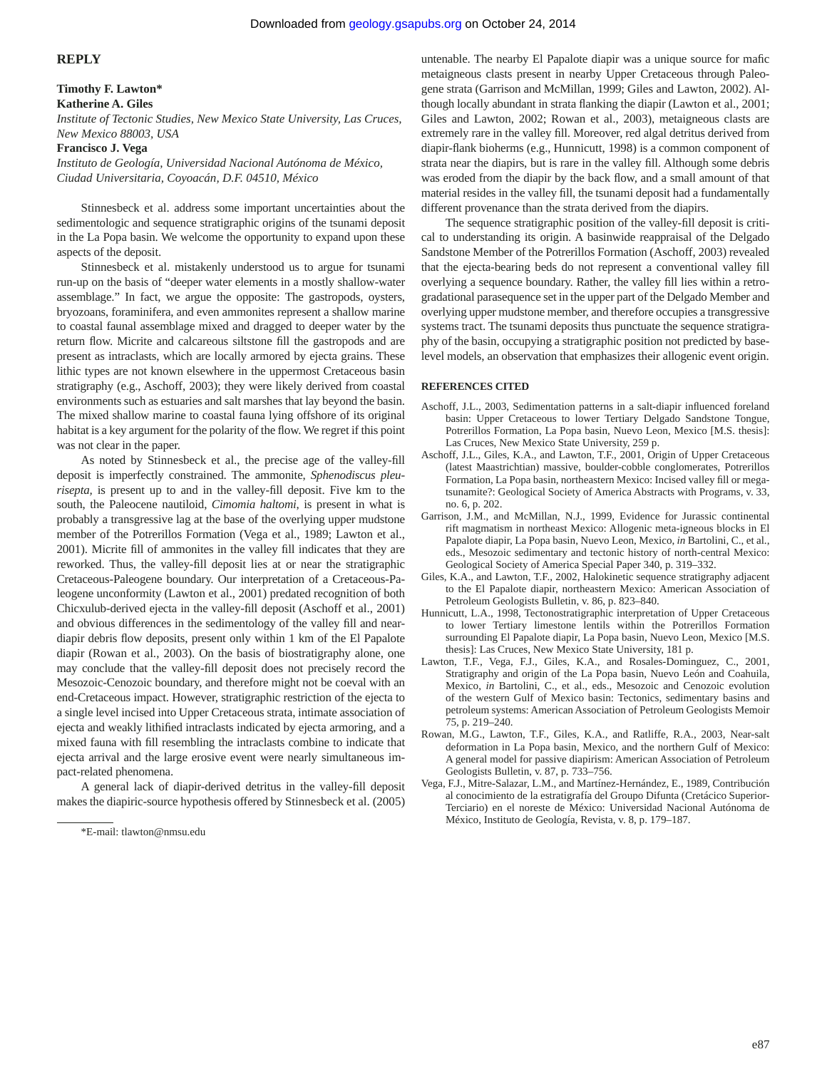## REPLY

**Timothy F. Lawton***
**Katherine A. Giles**
*Institute of Tectonic Studies, New Mexico State University, Las Cruces, New Mexico 88003, USA*
**Francisco J. Vega**
*Instituto de Geología, Universidad Nacional Autónoma de México, Ciudad Universitaria, Coyoacán, D.F. 04510, México*

Stinnesbeck et al. address some important uncertainties about the sedimentologic and sequence stratigraphic origins of the tsunami deposit in the La Popa basin. We welcome the opportunity to expand upon these aspects of the deposit.

Stinnesbeck et al. mistakenly understood us to argue for tsunami run-up on the basis of "deeper water elements in a mostly shallow-water assemblage." In fact, we argue the opposite: The gastropods, oysters, bryozoans, foraminifera, and even ammonites represent a shallow marine to coastal faunal assemblage mixed and dragged to deeper water by the return flow. Micrite and calcareous siltstone fill the gastropods and are present as intraclasts, which are locally armored by ejecta grains. These lithic types are not known elsewhere in the uppermost Cretaceous basin stratigraphy (e.g., Aschoff, 2003); they were likely derived from coastal environments such as estuaries and salt marshes that lay beyond the basin. The mixed shallow marine to coastal fauna lying offshore of its original habitat is a key argument for the polarity of the flow. We regret if this point was not clear in the paper.

As noted by Stinnesbeck et al., the precise age of the valley-fill deposit is imperfectly constrained. The ammonite, *Sphenodiscus pleurisepta,* is present up to and in the valley-fill deposit. Five km to the south, the Paleocene nautiloid, *Cimomia haltomi,* is present in what is probably a transgressive lag at the base of the overlying upper mudstone member of the Potrerillos Formation (Vega et al., 1989; Lawton et al., 2001). Micrite fill of ammonites in the valley fill indicates that they are reworked. Thus, the valley-fill deposit lies at or near the stratigraphic Cretaceous-Paleogene boundary. Our interpretation of a Cretaceous-Paleogene unconformity (Lawton et al., 2001) predated recognition of both Chicxulub-derived ejecta in the valley-fill deposit (Aschoff et al., 2001) and obvious differences in the sedimentology of the valley fill and near-diapir debris flow deposits, present only within 1 km of the El Papalote diapir (Rowan et al., 2003). On the basis of biostratigraphy alone, one may conclude that the valley-fill deposit does not precisely record the Mesozoic-Cenozoic boundary, and therefore might not be coeval with an end-Cretaceous impact. However, stratigraphic restriction of the ejecta to a single level incised into Upper Cretaceous strata, intimate association of ejecta and weakly lithified intraclasts indicated by ejecta armoring, and a mixed fauna with fill resembling the intraclasts combine to indicate that ejecta arrival and the large erosive event were nearly simultaneous impact-related phenomena.

A general lack of diapir-derived detritus in the valley-fill deposit makes the diapiric-source hypothesis offered by Stinnesbeck et al. (2005) untenable. The nearby El Papalote diapir was a unique source for mafic metaigneous clasts present in nearby Upper Cretaceous through Paleogene strata (Garrison and McMillan, 1999; Giles and Lawton, 2002). Although locally abundant in strata flanking the diapir (Lawton et al., 2001; Giles and Lawton, 2002; Rowan et al., 2003), metaigneous clasts are extremely rare in the valley fill. Moreover, red algal detritus derived from diapir-flank bioherms (e.g., Hunnicutt, 1998) is a common component of strata near the diapirs, but is rare in the valley fill. Although some debris was eroded from the diapir by the back flow, and a small amount of that material resides in the valley fill, the tsunami deposit had a fundamentally different provenance than the strata derived from the diapirs.

The sequence stratigraphic position of the valley-fill deposit is critical to understanding its origin. A basinwide reappraisal of the Delgado Sandstone Member of the Potrerillos Formation (Aschoff, 2003) revealed that the ejecta-bearing beds do not represent a conventional valley fill overlying a sequence boundary. Rather, the valley fill lies within a retrogradational parasequence set in the upper part of the Delgado Member and overlying upper mudstone member, and therefore occupies a transgressive systems tract. The tsunami deposits thus punctuate the sequence stratigraphy of the basin, occupying a stratigraphic position not predicted by base-level models, an observation that emphasizes their allogenic event origin.

### REFERENCES CITED

Aschoff, J.L., 2003, Sedimentation patterns in a salt-diapir influenced foreland basin: Upper Cretaceous to lower Tertiary Delgado Sandstone Tongue, Potrerillos Formation, La Popa basin, Nuevo Leon, Mexico [M.S. thesis]: Las Cruces, New Mexico State University, 259 p.

Aschoff, J.L., Giles, K.A., and Lawton, T.F., 2001, Origin of Upper Cretaceous (latest Maastrichtian) massive, boulder-cobble conglomerates, Potrerillos Formation, La Popa basin, northeastern Mexico: Incised valley fill or mega-tsunamite?: Geological Society of America Abstracts with Programs, v. 33, no. 6, p. 202.

Garrison, J.M., and McMillan, N.J., 1999, Evidence for Jurassic continental rift magmatism in northeast Mexico: Allogenic meta-igneous blocks in El Papalote diapir, La Popa basin, Nuevo Leon, Mexico, *in* Bartolini, C., et al., eds., Mesozoic sedimentary and tectonic history of north-central Mexico: Geological Society of America Special Paper 340, p. 319–332.

Giles, K.A., and Lawton, T.F., 2002, Halokinetic sequence stratigraphy adjacent to the El Papalote diapir, northeastern Mexico: American Association of Petroleum Geologists Bulletin, v. 86, p. 823–840.

Hunnicutt, L.A., 1998, Tectonostratigraphic interpretation of Upper Cretaceous to lower Tertiary limestone lentils within the Potrerillos Formation surrounding El Papalote diapir, La Popa basin, Nuevo Leon, Mexico [M.S. thesis]: Las Cruces, New Mexico State University, 181 p.

Lawton, T.F., Vega, F.J., Giles, K.A., and Rosales-Dominguez, C., 2001, Stratigraphy and origin of the La Popa basin, Nuevo León and Coahuila, Mexico, *in* Bartolini, C., et al., eds., Mesozoic and Cenozoic evolution of the western Gulf of Mexico basin: Tectonics, sedimentary basins and petroleum systems: American Association of Petroleum Geologists Memoir 75, p. 219–240.

Rowan, M.G., Lawton, T.F., Giles, K.A., and Ratliffe, R.A., 2003, Near-salt deformation in La Popa basin, Mexico, and the northern Gulf of Mexico: A general model for passive diapirism: American Association of Petroleum Geologists Bulletin, v. 87, p. 733–756.

Vega, F.J., Mitre-Salazar, L.M., and Martínez-Hernández, E., 1989, Contribución al conocimiento de la estratigrafía del Groupo Difunta (Cretácico Superior-Terciario) en el noreste de México: Universidad Nacional Autónoma de México, Instituto de Geología, Revista, v. 8, p. 179–187.

*E-mail: tlawton@nmsu.edu